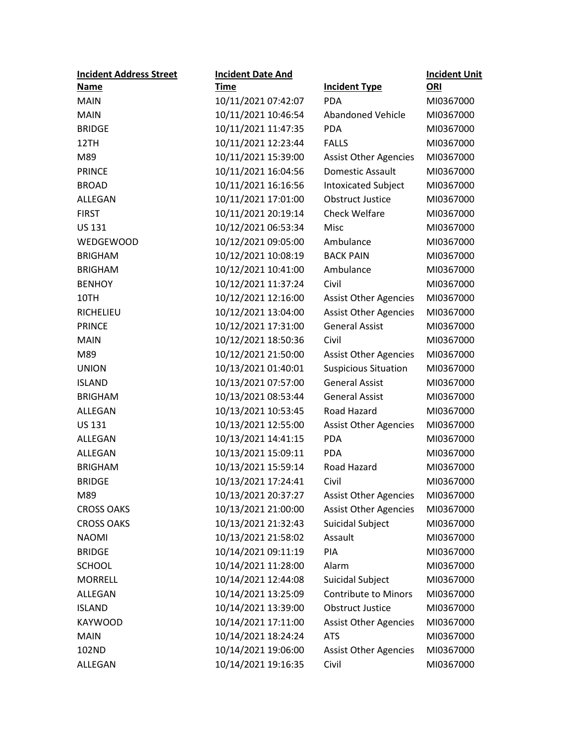| Incident Address Street Name | Incident Date And Time | Incident Type | Incident Unit ORI |
|---|---|---|---|
| MAIN | 10/11/2021 07:42:07 | PDA | MI0367000 |
| MAIN | 10/11/2021 10:46:54 | Abandoned Vehicle | MI0367000 |
| BRIDGE | 10/11/2021 11:47:35 | PDA | MI0367000 |
| 12TH | 10/11/2021 12:23:44 | FALLS | MI0367000 |
| M89 | 10/11/2021 15:39:00 | Assist Other Agencies | MI0367000 |
| PRINCE | 10/11/2021 16:04:56 | Domestic Assault | MI0367000 |
| BROAD | 10/11/2021 16:16:56 | Intoxicated Subject | MI0367000 |
| ALLEGAN | 10/11/2021 17:01:00 | Obstruct Justice | MI0367000 |
| FIRST | 10/11/2021 20:19:14 | Check Welfare | MI0367000 |
| US 131 | 10/12/2021 06:53:34 | Misc | MI0367000 |
| WEDGEWOOD | 10/12/2021 09:05:00 | Ambulance | MI0367000 |
| BRIGHAM | 10/12/2021 10:08:19 | BACK PAIN | MI0367000 |
| BRIGHAM | 10/12/2021 10:41:00 | Ambulance | MI0367000 |
| BENHOY | 10/12/2021 11:37:24 | Civil | MI0367000 |
| 10TH | 10/12/2021 12:16:00 | Assist Other Agencies | MI0367000 |
| RICHELIEU | 10/12/2021 13:04:00 | Assist Other Agencies | MI0367000 |
| PRINCE | 10/12/2021 17:31:00 | General Assist | MI0367000 |
| MAIN | 10/12/2021 18:50:36 | Civil | MI0367000 |
| M89 | 10/12/2021 21:50:00 | Assist Other Agencies | MI0367000 |
| UNION | 10/13/2021 01:40:01 | Suspicious Situation | MI0367000 |
| ISLAND | 10/13/2021 07:57:00 | General Assist | MI0367000 |
| BRIGHAM | 10/13/2021 08:53:44 | General Assist | MI0367000 |
| ALLEGAN | 10/13/2021 10:53:45 | Road Hazard | MI0367000 |
| US 131 | 10/13/2021 12:55:00 | Assist Other Agencies | MI0367000 |
| ALLEGAN | 10/13/2021 14:41:15 | PDA | MI0367000 |
| ALLEGAN | 10/13/2021 15:09:11 | PDA | MI0367000 |
| BRIGHAM | 10/13/2021 15:59:14 | Road Hazard | MI0367000 |
| BRIDGE | 10/13/2021 17:24:41 | Civil | MI0367000 |
| M89 | 10/13/2021 20:37:27 | Assist Other Agencies | MI0367000 |
| CROSS OAKS | 10/13/2021 21:00:00 | Assist Other Agencies | MI0367000 |
| CROSS OAKS | 10/13/2021 21:32:43 | Suicidal Subject | MI0367000 |
| NAOMI | 10/13/2021 21:58:02 | Assault | MI0367000 |
| BRIDGE | 10/14/2021 09:11:19 | PIA | MI0367000 |
| SCHOOL | 10/14/2021 11:28:00 | Alarm | MI0367000 |
| MORRELL | 10/14/2021 12:44:08 | Suicidal Subject | MI0367000 |
| ALLEGAN | 10/14/2021 13:25:09 | Contribute to Minors | MI0367000 |
| ISLAND | 10/14/2021 13:39:00 | Obstruct Justice | MI0367000 |
| KAYWOOD | 10/14/2021 17:11:00 | Assist Other Agencies | MI0367000 |
| MAIN | 10/14/2021 18:24:24 | ATS | MI0367000 |
| 102ND | 10/14/2021 19:06:00 | Assist Other Agencies | MI0367000 |
| ALLEGAN | 10/14/2021 19:16:35 | Civil | MI0367000 |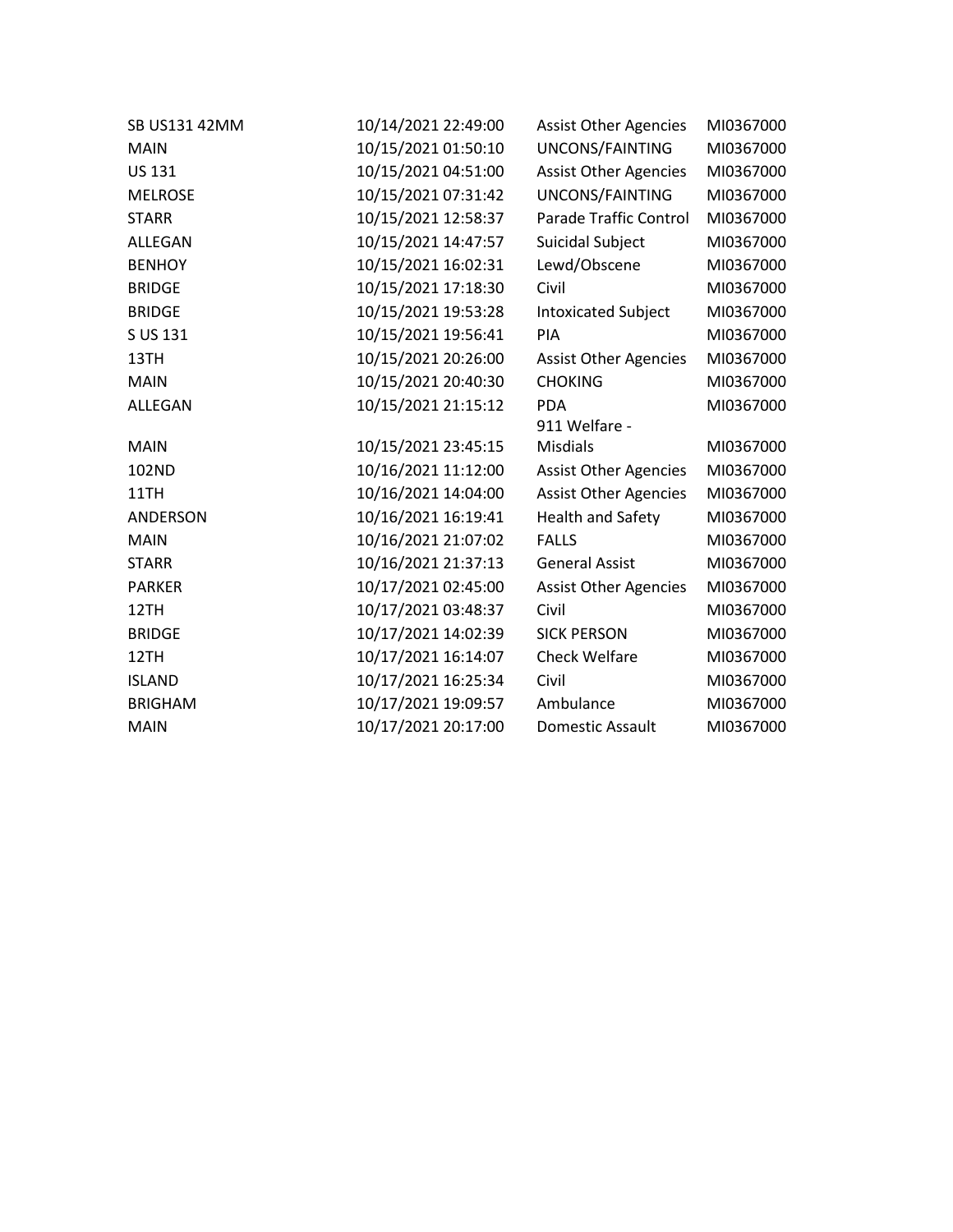| | | | |
|---|---|---|---|
| SB US131 42MM | 10/14/2021 22:49:00 | Assist Other Agencies | MI0367000 |
| MAIN | 10/15/2021 01:50:10 | UNCONS/FAINTING | MI0367000 |
| US 131 | 10/15/2021 04:51:00 | Assist Other Agencies | MI0367000 |
| MELROSE | 10/15/2021 07:31:42 | UNCONS/FAINTING | MI0367000 |
| STARR | 10/15/2021 12:58:37 | Parade Traffic Control | MI0367000 |
| ALLEGAN | 10/15/2021 14:47:57 | Suicidal Subject | MI0367000 |
| BENHOY | 10/15/2021 16:02:31 | Lewd/Obscene | MI0367000 |
| BRIDGE | 10/15/2021 17:18:30 | Civil | MI0367000 |
| BRIDGE | 10/15/2021 19:53:28 | Intoxicated Subject | MI0367000 |
| S US 131 | 10/15/2021 19:56:41 | PIA | MI0367000 |
| 13TH | 10/15/2021 20:26:00 | Assist Other Agencies | MI0367000 |
| MAIN | 10/15/2021 20:40:30 | CHOKING | MI0367000 |
| ALLEGAN | 10/15/2021 21:15:12 | PDA | MI0367000 |
| MAIN | 10/15/2021 23:45:15 | 911 Welfare - Misdials | MI0367000 |
| 102ND | 10/16/2021 11:12:00 | Assist Other Agencies | MI0367000 |
| 11TH | 10/16/2021 14:04:00 | Assist Other Agencies | MI0367000 |
| ANDERSON | 10/16/2021 16:19:41 | Health and Safety | MI0367000 |
| MAIN | 10/16/2021 21:07:02 | FALLS | MI0367000 |
| STARR | 10/16/2021 21:37:13 | General Assist | MI0367000 |
| PARKER | 10/17/2021 02:45:00 | Assist Other Agencies | MI0367000 |
| 12TH | 10/17/2021 03:48:37 | Civil | MI0367000 |
| BRIDGE | 10/17/2021 14:02:39 | SICK PERSON | MI0367000 |
| 12TH | 10/17/2021 16:14:07 | Check Welfare | MI0367000 |
| ISLAND | 10/17/2021 16:25:34 | Civil | MI0367000 |
| BRIGHAM | 10/17/2021 19:09:57 | Ambulance | MI0367000 |
| MAIN | 10/17/2021 20:17:00 | Domestic Assault | MI0367000 |